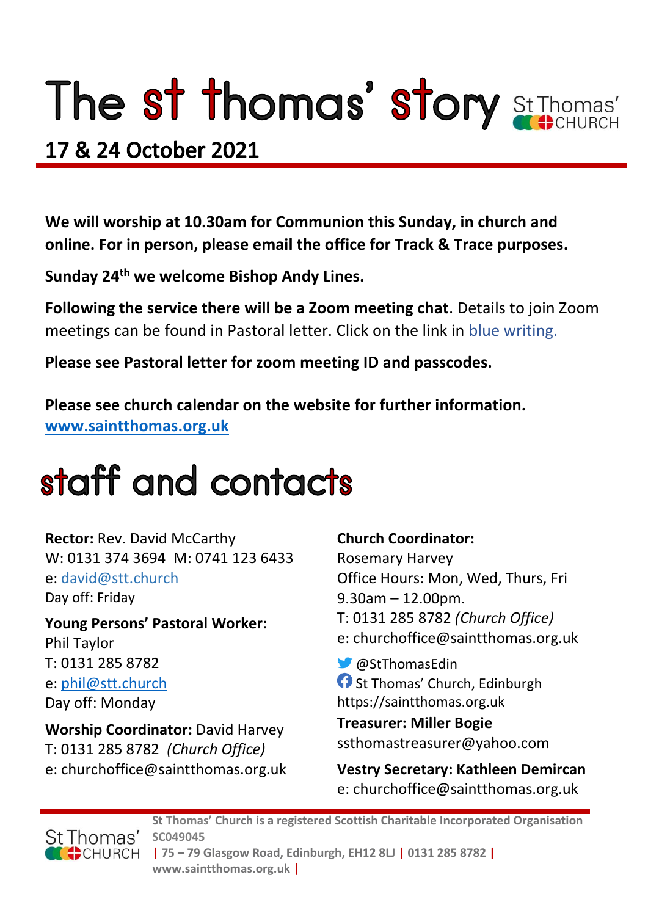# The st thomas' story

St Thomas' CHURCH

## 17 & 24 October 2021

**We will worship at 10.30am for Communion this Sunday, in church and online. For in person, please email the office for Track & Trace purposes.**

**Sunday 24th we welcome Bishop Andy Lines.**

**Following the service there will be a Zoom meeting chat**. Details to join Zoom meetings can be found in Pastoral letter. Click on the link in blue writing.

**Please see Pastoral letter for zoom meeting ID and passcodes.**

**Please see church calendar on the website for further information.**
**www.saintthomas.org.uk**

# staff and contacts

**Rector:** Rev. David McCarthy
W: 0131 374 3694 M: 0741 123 6433
e: david@stt.church
Day off: Friday

**Young Persons' Pastoral Worker:**
Phil Taylor
T: 0131 285 8782
e: phil@stt.church
Day off: Monday

**Worship Coordinator:** David Harvey
T: 0131 285 8782 *(Church Office)*
e: churchoffice@saintthomas.org.uk

**Church Coordinator:**
Rosemary Harvey
Office Hours: Mon, Wed, Thurs, Fri
9.30am – 12.00pm.
T: 0131 285 8782 *(Church Office)*
e: churchoffice@saintthomas.org.uk

@StThomasEdin
St Thomas' Church, Edinburgh
https://saintthomas.org.uk

**Treasurer: Miller Bogie**
ssthomastreasurer@yahoo.com

**Vestry Secretary: Kathleen Demircan**
e: churchoffice@saintthomas.org.uk

**St Thomas' Church is a registered Scottish Charitable Incorporated Organisation SC049045 | 75 – 79 Glasgow Road, Edinburgh, EH12 8LJ | 0131 285 8782 | www.saintthomas.org.uk |**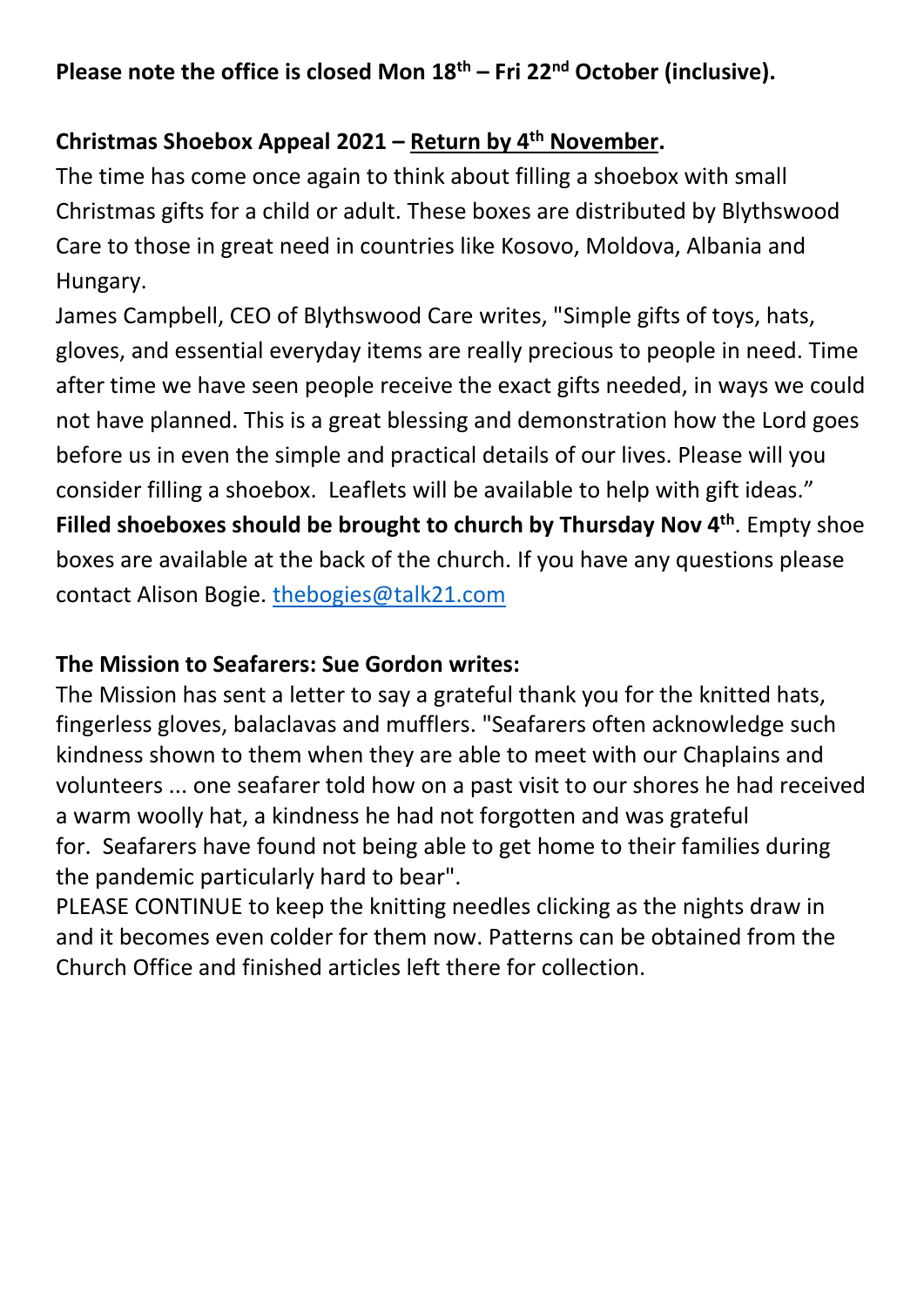**Please note the office is closed Mon 18th – Fri 22nd October (inclusive).**

**Christmas Shoebox Appeal 2021 – Return by 4th November.**

The time has come once again to think about filling a shoebox with small Christmas gifts for a child or adult. These boxes are distributed by Blythswood Care to those in great need in countries like Kosovo, Moldova, Albania and Hungary.

James Campbell, CEO of Blythswood Care writes, "Simple gifts of toys, hats, gloves, and essential everyday items are really precious to people in need. Time after time we have seen people receive the exact gifts needed, in ways we could not have planned. This is a great blessing and demonstration how the Lord goes before us in even the simple and practical details of our lives. Please will you consider filling a shoebox. Leaflets will be available to help with gift ideas."

**Filled shoeboxes should be brought to church by Thursday Nov 4th**. Empty shoe boxes are available at the back of the church. If you have any questions please contact Alison Bogie. thebogies@talk21.com

**The Mission to Seafarers: Sue Gordon writes:**

The Mission has sent a letter to say a grateful thank you for the knitted hats, fingerless gloves, balaclavas and mufflers. "Seafarers often acknowledge such kindness shown to them when they are able to meet with our Chaplains and volunteers ... one seafarer told how on a past visit to our shores he had received a warm woolly hat, a kindness he had not forgotten and was grateful for. Seafarers have found not being able to get home to their families during the pandemic particularly hard to bear".

PLEASE CONTINUE to keep the knitting needles clicking as the nights draw in and it becomes even colder for them now. Patterns can be obtained from the Church Office and finished articles left there for collection.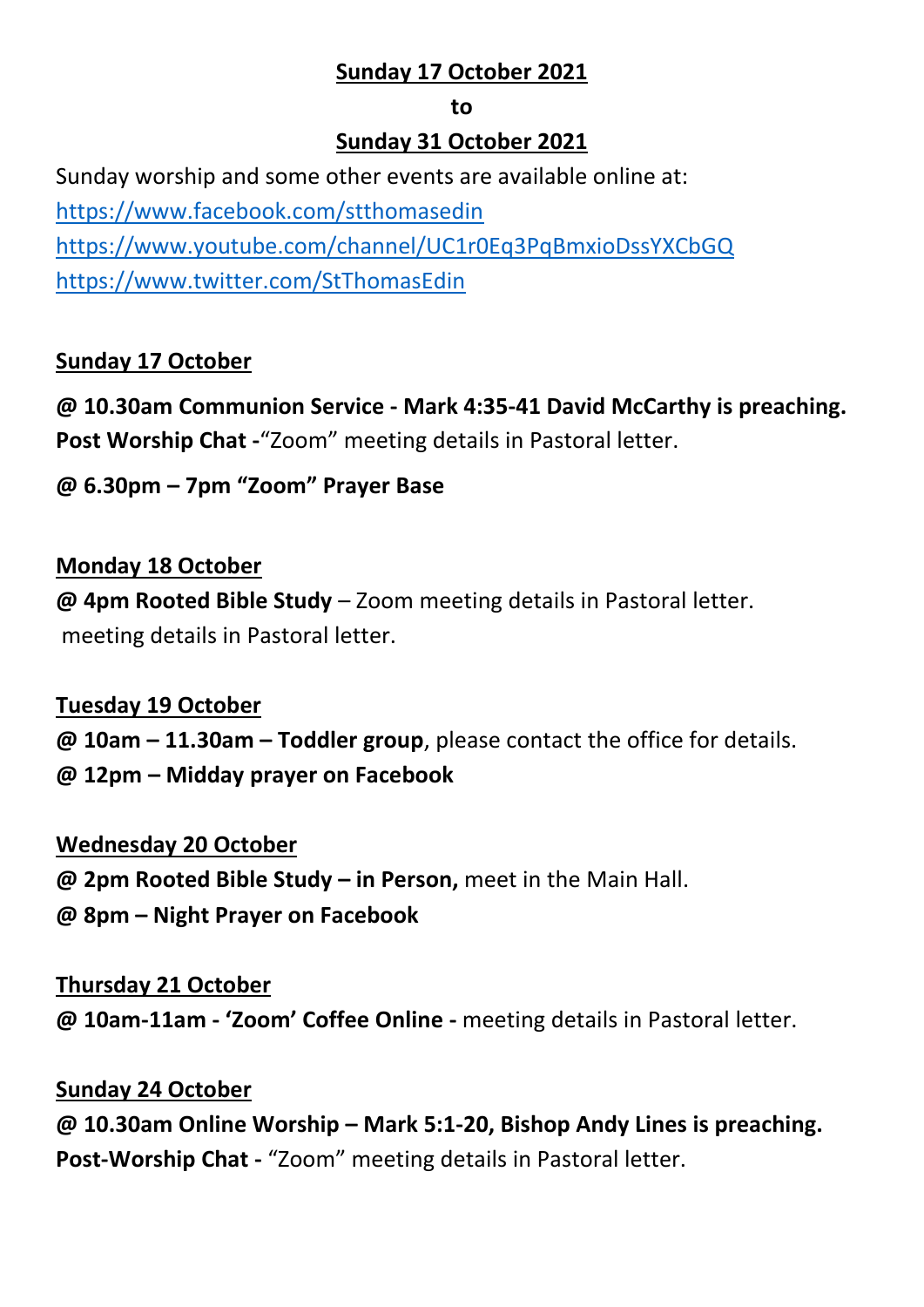**Sunday 17 October 2021**

**to**

**Sunday 31 October 2021**

Sunday worship and some other events are available online at:
https://www.facebook.com/stthomasedin
https://www.youtube.com/channel/UC1r0Eq3PqBmxioDssYXCbGQ
https://www.twitter.com/StThomasEdin

**Sunday 17 October**

**@ 10.30am Communion Service - Mark 4:35-41 David McCarthy is preaching.**
**Post Worship Chat -**"Zoom" meeting details in Pastoral letter.

**@ 6.30pm – 7pm "Zoom" Prayer Base**

**Monday 18 October**

**@ 4pm Rooted Bible Study** – Zoom meeting details in Pastoral letter.
meeting details in Pastoral letter.

**Tuesday 19 October**

**@ 10am – 11.30am – Toddler group**, please contact the office for details.
**@ 12pm – Midday prayer on Facebook**

**Wednesday 20 October**

**@ 2pm Rooted Bible Study – in Person,** meet in the Main Hall.
**@ 8pm – Night Prayer on Facebook**

**Thursday 21 October**

**@ 10am-11am - 'Zoom' Coffee Online -** meeting details in Pastoral letter.

**Sunday 24 October**

**@ 10.30am Online Worship – Mark 5:1-20, Bishop Andy Lines is preaching.**
**Post-Worship Chat -** "Zoom" meeting details in Pastoral letter.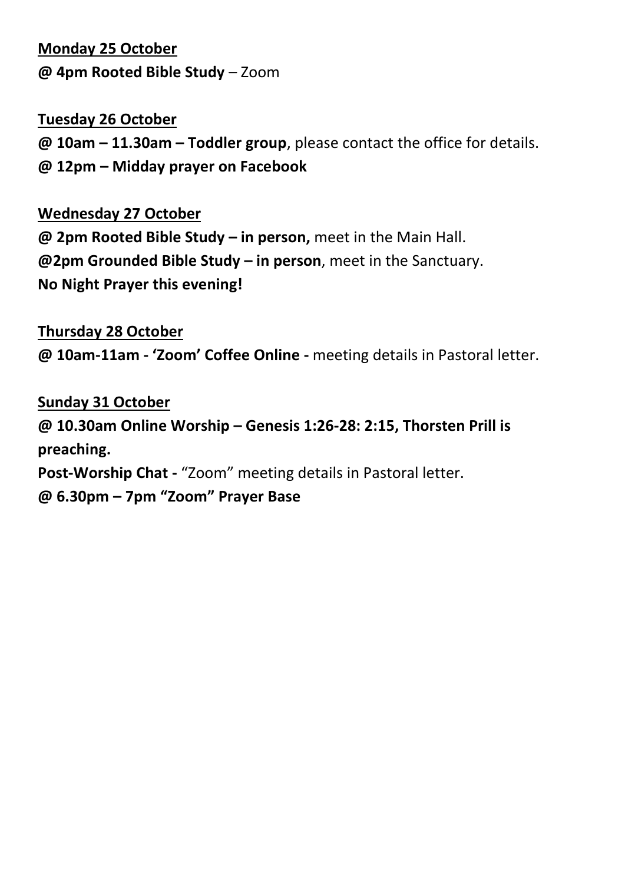<u>**Monday 25 October**</u>

**@ 4pm Rooted Bible Study** – Zoom

<u>**Tuesday 26 October**</u>

**@ 10am – 11.30am – Toddler group**, please contact the office for details.

**@ 12pm – Midday prayer on Facebook**

<u>**Wednesday 27 October**</u>

**@ 2pm Rooted Bible Study – in person,** meet in the Main Hall.

**@2pm Grounded Bible Study – in person**, meet in the Sanctuary.

**No Night Prayer this evening!**

<u>**Thursday 28 October**</u>

**@ 10am-11am - 'Zoom' Coffee Online -** meeting details in Pastoral letter.

<u>**Sunday 31 October**</u>

**@ 10.30am Online Worship – Genesis 1:26-28: 2:15, Thorsten Prill is preaching.**

**Post-Worship Chat -** "Zoom" meeting details in Pastoral letter.

**@ 6.30pm – 7pm "Zoom" Prayer Base**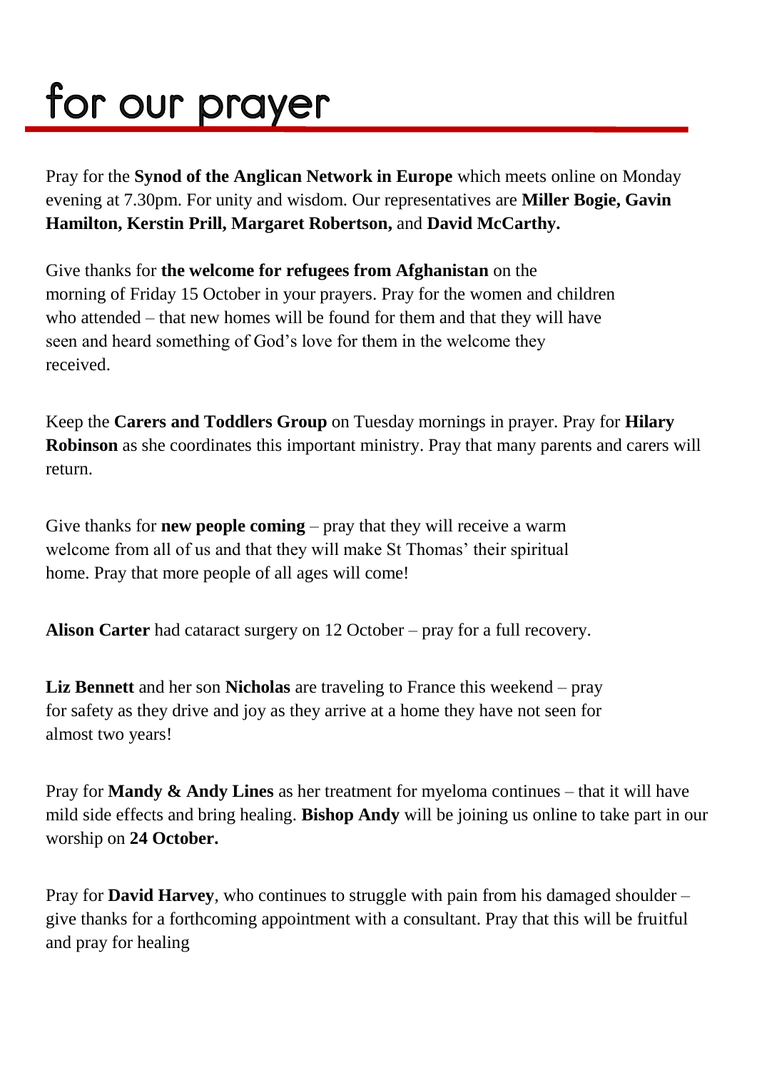# for our prayer

Pray for the **Synod of the Anglican Network in Europe** which meets online on Monday evening at 7.30pm. For unity and wisdom. Our representatives are **Miller Bogie, Gavin Hamilton, Kerstin Prill, Margaret Robertson,** and **David McCarthy.**

Give thanks for **the welcome for refugees from Afghanistan** on the morning of Friday 15 October in your prayers. Pray for the women and children who attended – that new homes will be found for them and that they will have seen and heard something of God's love for them in the welcome they received.

Keep the **Carers and Toddlers Group** on Tuesday mornings in prayer. Pray for **Hilary Robinson** as she coordinates this important ministry. Pray that many parents and carers will return.

Give thanks for **new people coming** – pray that they will receive a warm welcome from all of us and that they will make St Thomas' their spiritual home. Pray that more people of all ages will come!

**Alison Carter** had cataract surgery on 12 October – pray for a full recovery.

**Liz Bennett** and her son **Nicholas** are traveling to France this weekend – pray for safety as they drive and joy as they arrive at a home they have not seen for almost two years!

Pray for **Mandy & Andy Lines** as her treatment for myeloma continues – that it will have mild side effects and bring healing. **Bishop Andy** will be joining us online to take part in our worship on **24 October.**

Pray for **David Harvey**, who continues to struggle with pain from his damaged shoulder – give thanks for a forthcoming appointment with a consultant. Pray that this will be fruitful and pray for healing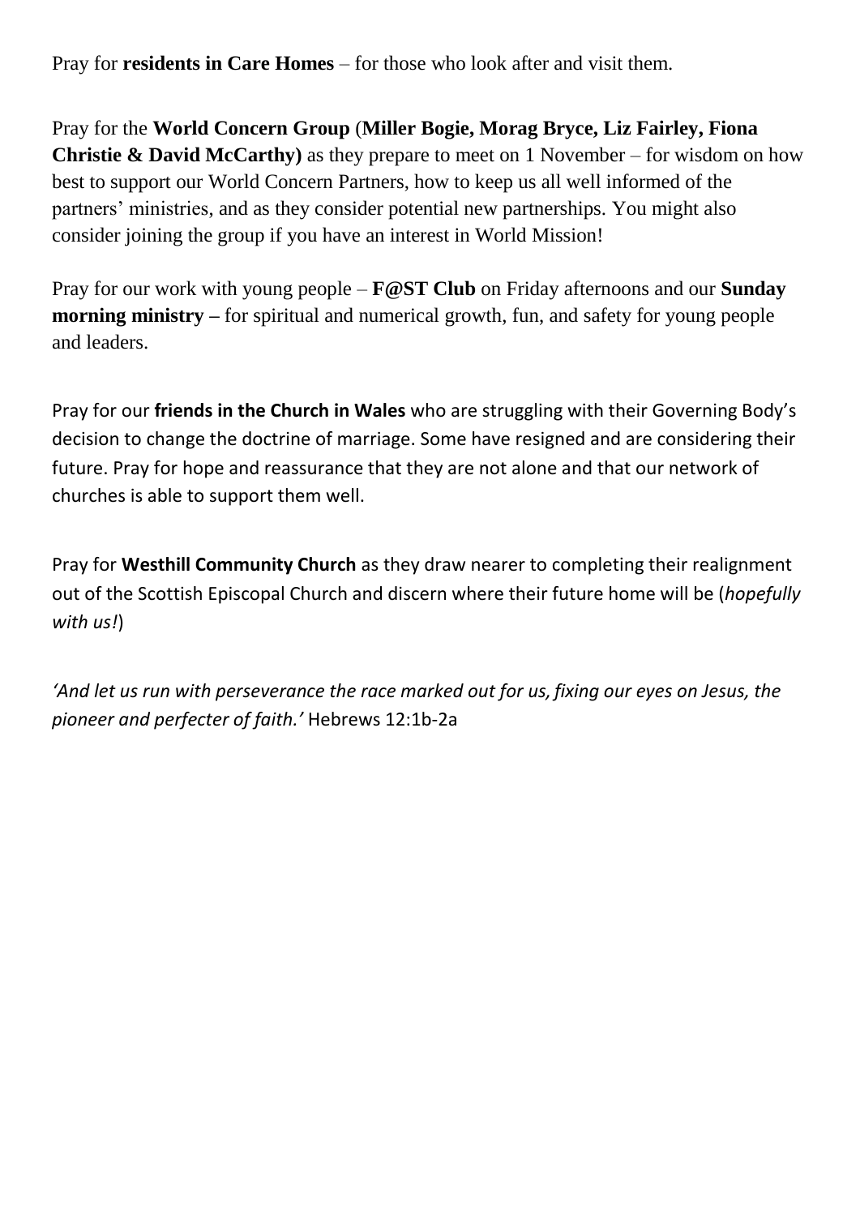Pray for **residents in Care Homes** – for those who look after and visit them.

Pray for the **World Concern Group** (**Miller Bogie, Morag Bryce, Liz Fairley, Fiona Christie & David McCarthy)** as they prepare to meet on 1 November – for wisdom on how best to support our World Concern Partners, how to keep us all well informed of the partners' ministries, and as they consider potential new partnerships. You might also consider joining the group if you have an interest in World Mission!

Pray for our work with young people – **F@ST Club** on Friday afternoons and our **Sunday morning ministry –** for spiritual and numerical growth, fun, and safety for young people and leaders.

Pray for our **friends in the Church in Wales** who are struggling with their Governing Body's decision to change the doctrine of marriage. Some have resigned and are considering their future. Pray for hope and reassurance that they are not alone and that our network of churches is able to support them well.

Pray for **Westhill Community Church** as they draw nearer to completing their realignment out of the Scottish Episcopal Church and discern where their future home will be (*hopefully with us!*)

*'And let us run with perseverance the race marked out for us, fixing our eyes on Jesus, the pioneer and perfecter of faith.'* Hebrews 12:1b-2a